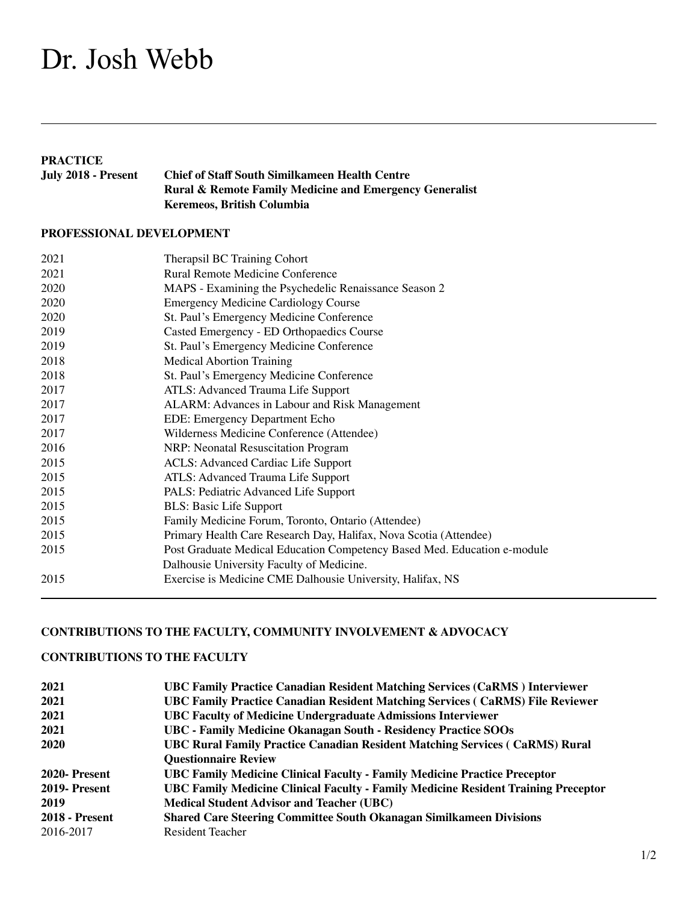# Dr. Josh Webb

---

**PRACTICE**

| | |
|---|---|
| **July 2018 - Present** | **Chief of Staff South Similkameen Health Centre**<br>**Rural & Remote Family Medicine and Emergency Generalist**<br>**Keremeos, British Columbia** |

**PROFESSIONAL DEVELOPMENT**

| | |
|---|---|
| 2021 | Therapsil BC Training Cohort |
| 2021 | Rural Remote Medicine Conference |
| 2020 | MAPS - Examining the Psychedelic Renaissance Season 2 |
| 2020 | Emergency Medicine Cardiology Course |
| 2020 | St. Paul's Emergency Medicine Conference |
| 2019 | Casted Emergency - ED Orthopaedics Course |
| 2019 | St. Paul's Emergency Medicine Conference |
| 2018 | Medical Abortion Training |
| 2018 | St. Paul's Emergency Medicine Conference |
| 2017 | ATLS: Advanced Trauma Life Support |
| 2017 | ALARM: Advances in Labour and Risk Management |
| 2017 | EDE: Emergency Department Echo |
| 2017 | Wilderness Medicine Conference (Attendee) |
| 2016 | NRP: Neonatal Resuscitation Program |
| 2015 | ACLS: Advanced Cardiac Life Support |
| 2015 | ATLS: Advanced Trauma Life Support |
| 2015 | PALS: Pediatric Advanced Life Support |
| 2015 | BLS: Basic Life Support |
| 2015 | Family Medicine Forum, Toronto, Ontario (Attendee) |
| 2015 | Primary Health Care Research Day, Halifax, Nova Scotia (Attendee) |
| 2015 | Post Graduate Medical Education Competency Based Med. Education e-module Dalhousie University Faculty of Medicine. |
| 2015 | Exercise is Medicine CME Dalhousie University, Halifax, NS |

---

**CONTRIBUTIONS TO THE FACULTY, COMMUNITY INVOLVEMENT & ADVOCACY**

**CONTRIBUTIONS TO THE FACULTY**

| | |
|---|---|
| **2021** | **UBC Family Practice Canadian Resident Matching Services (CaRMS ) Interviewer** |
| **2021** | **UBC Family Practice Canadian Resident Matching Services ( CaRMS) File Reviewer** |
| **2021** | **UBC Faculty of Medicine Undergraduate Admissions Interviewer** |
| **2021** | **UBC - Family Medicine Okanagan South - Residency Practice SOOs** |
| **2020** | **UBC Rural Family Practice Canadian Resident Matching Services ( CaRMS) Rural Questionnaire Review** |
| **2020- Present** | **UBC Family Medicine Clinical Faculty - Family Medicine Practice Preceptor** |
| **2019- Present** | **UBC Family Medicine Clinical Faculty - Family Medicine Resident Training Preceptor** |
| **2019** | **Medical Student Advisor and Teacher (UBC)** |
| **2018 - Present** | **Shared Care Steering Committee South Okanagan Similkameen Divisions** |
| 2016-2017 | Resident Teacher |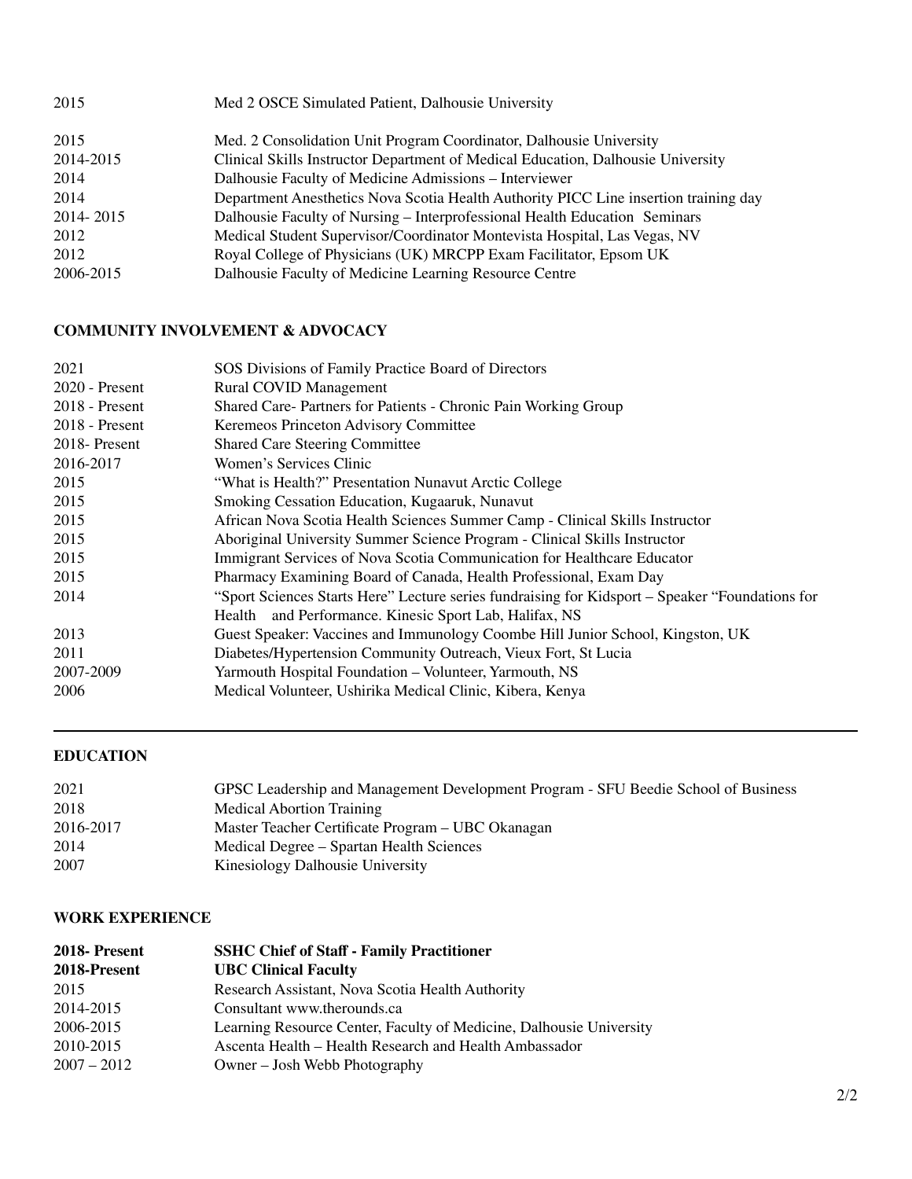| | |
|---|---|
| 2015 | Med 2 OSCE Simulated Patient, Dalhousie University |
| 2015 | Med. 2 Consolidation Unit Program Coordinator, Dalhousie University |
| 2014-2015 | Clinical Skills Instructor Department of Medical Education, Dalhousie University |
| 2014 | Dalhousie Faculty of Medicine Admissions – Interviewer |
| 2014 | Department Anesthetics Nova Scotia Health Authority PICC Line insertion training day |
| 2014- 2015 | Dalhousie Faculty of Nursing – Interprofessional Health Education Seminars |
| 2012 | Medical Student Supervisor/Coordinator Montevista Hospital, Las Vegas, NV |
| 2012 | Royal College of Physicians (UK) MRCPP Exam Facilitator, Epsom UK |
| 2006-2015 | Dalhousie Faculty of Medicine Learning Resource Centre |

## COMMUNITY INVOLVEMENT & ADVOCACY

| | |
|---|---|
| 2021 | SOS Divisions of Family Practice Board of Directors |
| 2020 - Present | Rural COVID Management |
| 2018 - Present | Shared Care- Partners for Patients - Chronic Pain Working Group |
| 2018 - Present | Keremeos Princeton Advisory Committee |
| 2018- Present | Shared Care Steering Committee |
| 2016-2017 | Women's Services Clinic |
| 2015 | "What is Health?" Presentation Nunavut Arctic College |
| 2015 | Smoking Cessation Education, Kugaaruk, Nunavut |
| 2015 | African Nova Scotia Health Sciences Summer Camp - Clinical Skills Instructor |
| 2015 | Aboriginal University Summer Science Program - Clinical Skills Instructor |
| 2015 | Immigrant Services of Nova Scotia Communication for Healthcare Educator |
| 2015 | Pharmacy Examining Board of Canada, Health Professional, Exam Day |
| 2014 | "Sport Sciences Starts Here" Lecture series fundraising for Kidsport – Speaker "Foundations for Health and Performance. Kinesic Sport Lab, Halifax, NS |
| 2013 | Guest Speaker: Vaccines and Immunology Coombe Hill Junior School, Kingston, UK |
| 2011 | Diabetes/Hypertension Community Outreach, Vieux Fort, St Lucia |
| 2007-2009 | Yarmouth Hospital Foundation – Volunteer, Yarmouth, NS |
| 2006 | Medical Volunteer, Ushirika Medical Clinic, Kibera, Kenya |

---

## EDUCATION

| | |
|---|---|
| 2021 | GPSC Leadership and Management Development Program - SFU Beedie School of Business |
| 2018 | Medical Abortion Training |
| 2016-2017 | Master Teacher Certificate Program – UBC Okanagan |
| 2014 | Medical Degree – Spartan Health Sciences |
| 2007 | Kinesiology Dalhousie University |

## WORK EXPERIENCE

| | |
|---|---|
| **2018- Present** | **SSHC Chief of Staff - Family Practitioner** |
| **2018-Present** | **UBC Clinical Faculty** |
| 2015 | Research Assistant, Nova Scotia Health Authority |
| 2014-2015 | Consultant www.therounds.ca |
| 2006-2015 | Learning Resource Center, Faculty of Medicine, Dalhousie University |
| 2010-2015 | Ascenta Health – Health Research and Health Ambassador |
| 2007 – 2012 | Owner – Josh Webb Photography |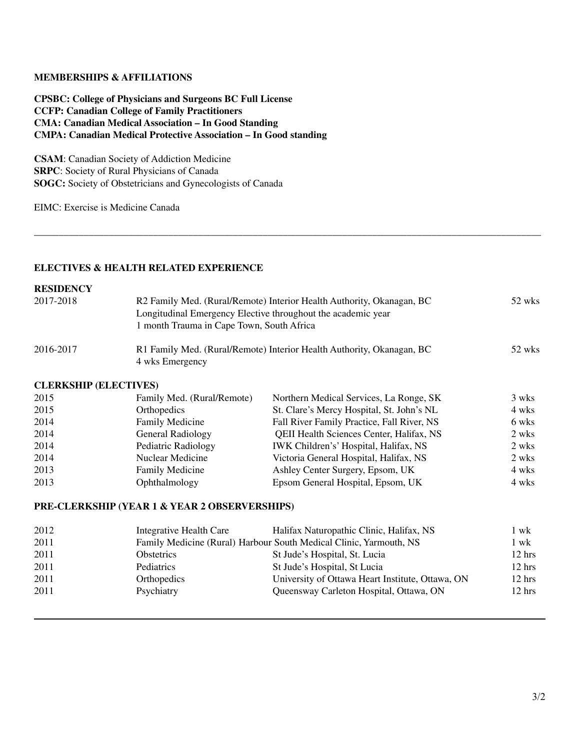## MEMBERSHIPS & AFFILIATIONS

**CPSBC: College of Physicians and Surgeons BC Full License**
**CCFP: Canadian College of Family Practitioners**
**CMA: Canadian Medical Association – In Good Standing**
**CMPA: Canadian Medical Protective Association – In Good standing**

**CSAM**: Canadian Society of Addiction Medicine
**SRPC**: Society of Rural Physicians of Canada
**SOGC:** Society of Obstetricians and Gynecologists of Canada

EIMC: Exercise is Medicine Canada

---

## ELECTIVES & HEALTH RELATED EXPERIENCE

### RESIDENCY

| | | |
|---|---|---|
| 2017-2018 | R2 Family Med. (Rural/Remote) Interior Health Authority, Okanagan, BC<br>Longitudinal Emergency Elective throughout the academic year<br>1 month Trauma in Cape Town, South Africa | 52 wks |
| 2016-2017 | R1 Family Med. (Rural/Remote) Interior Health Authority, Okanagan, BC<br>4 wks Emergency | 52 wks |

### CLERKSHIP (ELECTIVES)

| | | | |
|---|---|---|---|
| 2015 | Family Med. (Rural/Remote) | Northern Medical Services, La Ronge, SK | 3 wks |
| 2015 | Orthopedics | St. Clare's Mercy Hospital, St. John's NL | 4 wks |
| 2014 | Family Medicine | Fall River Family Practice, Fall River, NS | 6 wks |
| 2014 | General Radiology | QEII Health Sciences Center, Halifax, NS | 2 wks |
| 2014 | Pediatric Radiology | IWK Children's' Hospital, Halifax, NS | 2 wks |
| 2014 | Nuclear Medicine | Victoria General Hospital, Halifax, NS | 2 wks |
| 2013 | Family Medicine | Ashley Center Surgery, Epsom, UK | 4 wks |
| 2013 | Ophthalmology | Epsom General Hospital, Epsom, UK | 4 wks |

### PRE-CLERKSHIP (YEAR 1 & YEAR 2 OBSERVERSHIPS)

| | | | |
|---|---|---|---|
| 2012 | Integrative Health Care | Halifax Naturopathic Clinic, Halifax, NS | 1 wk |
| 2011 | Family Medicine (Rural) | Harbour South Medical Clinic, Yarmouth, NS | 1 wk |
| 2011 | Obstetrics | St Jude's Hospital, St. Lucia | 12 hrs |
| 2011 | Pediatrics | St Jude's Hospital, St Lucia | 12 hrs |
| 2011 | Orthopedics | University of Ottawa Heart Institute, Ottawa, ON | 12 hrs |
| 2011 | Psychiatry | Queensway Carleton Hospital, Ottawa, ON | 12 hrs |

---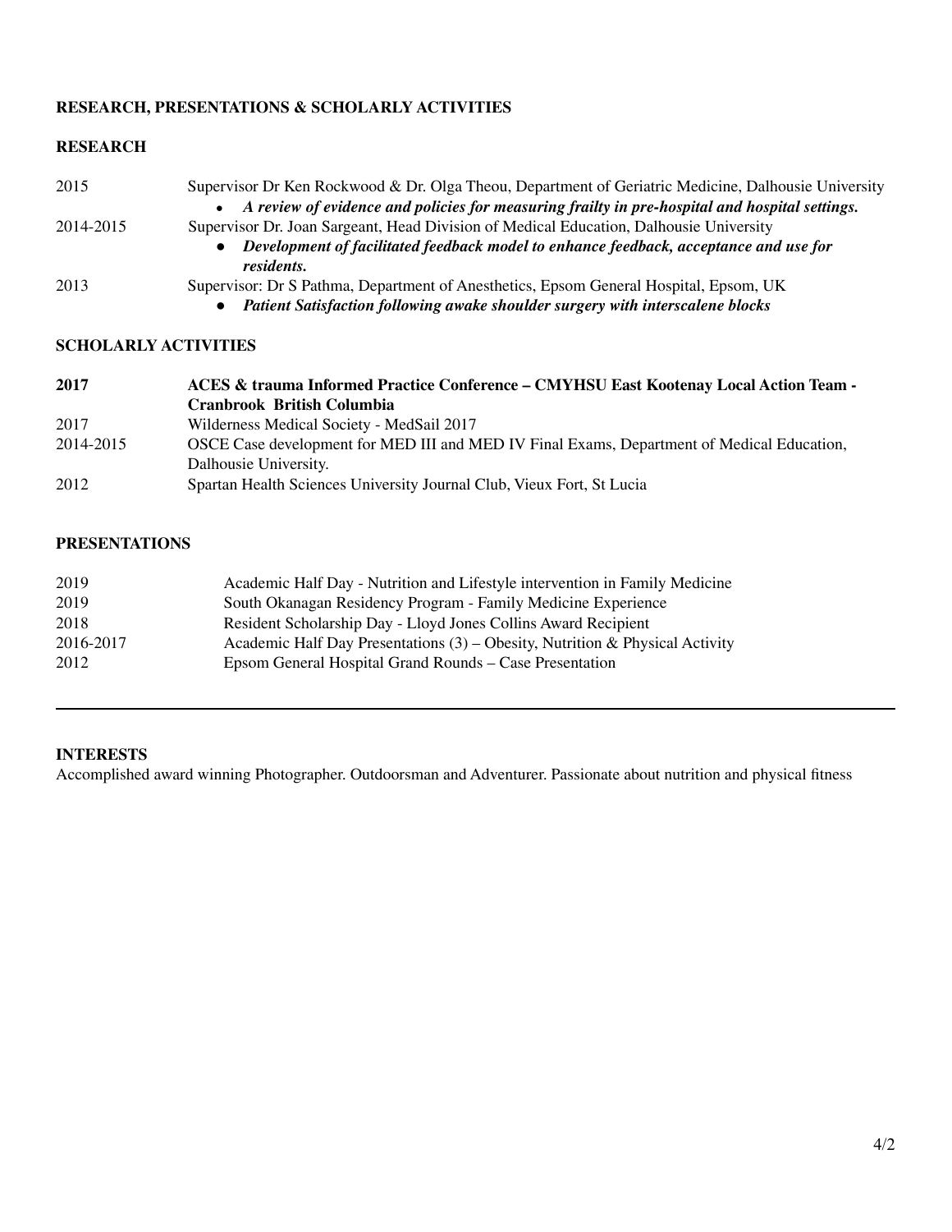## RESEARCH, PRESENTATIONS & SCHOLARLY ACTIVITIES

### RESEARCH

| | |
|---|---|
| 2015 | Supervisor Dr Ken Rockwood & Dr. Olga Theou, Department of Geriatric Medicine, Dalhousie University<br>• ***A review of evidence and policies for measuring frailty in pre-hospital and hospital settings.*** |
| 2014-2015 | Supervisor Dr. Joan Sargeant, Head Division of Medical Education, Dalhousie University<br>• ***Development of facilitated feedback model to enhance feedback, acceptance and use for residents.*** |
| 2013 | Supervisor: Dr S Pathma, Department of Anesthetics, Epsom General Hospital, Epsom, UK<br>• ***Patient Satisfaction following awake shoulder surgery with interscalene blocks*** |

### SCHOLARLY ACTIVITIES

| | |
|---|---|
| **2017** | **ACES & trauma Informed Practice Conference – CMYHSU East Kootenay Local Action Team - Cranbrook British Columbia** |
| 2017 | Wilderness Medical Society - MedSail 2017 |
| 2014-2015 | OSCE Case development for MED III and MED IV Final Exams, Department of Medical Education, Dalhousie University. |
| 2012 | Spartan Health Sciences University Journal Club, Vieux Fort, St Lucia |

### PRESENTATIONS

| | |
|---|---|
| 2019 | Academic Half Day - Nutrition and Lifestyle intervention in Family Medicine |
| 2019 | South Okanagan Residency Program - Family Medicine Experience |
| 2018 | Resident Scholarship Day - Lloyd Jones Collins Award Recipient |
| 2016-2017 | Academic Half Day Presentations (3) – Obesity, Nutrition & Physical Activity |
| 2012 | Epsom General Hospital Grand Rounds – Case Presentation |

---

### INTERESTS

Accomplished award winning Photographer. Outdoorsman and Adventurer. Passionate about nutrition and physical fitness